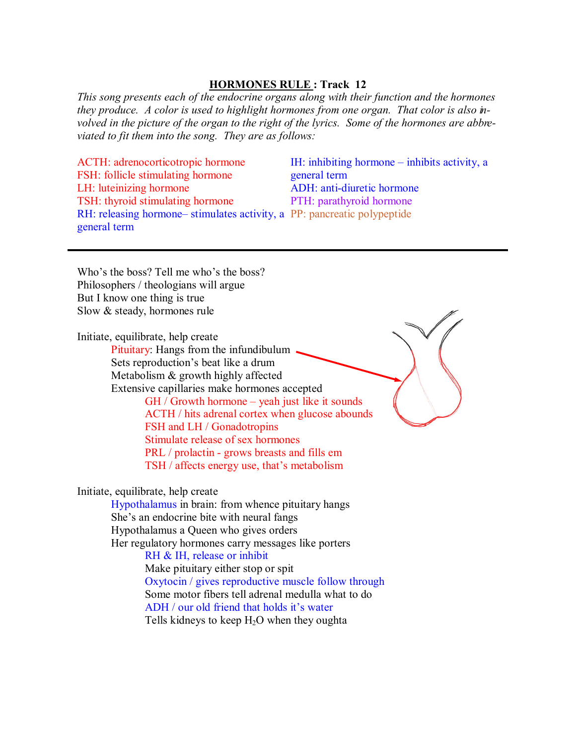## **HORMONES RULE** : Track 12

*This song presents each of the endocrine organs along with their function and the hormones they produce. A color is used to highlight hormones from one organ. That color is also involved in the picture of the organ to the right of the lyrics. Some of the hormones are abbreviated to fit them into the song. They are as follows:*

ACTH: adrenocorticotropic hormone
FSH: follicle stimulating hormone
LH: luteinizing hormone
TSH: thyroid stimulating hormone
RH: releasing hormone– stimulates activity, a general term
IH: inhibiting hormone – inhibits activity, a general term
ADH: anti-diuretic hormone
PTH: parathyroid hormone
PP: pancreatic polypeptide

---

Who's the boss? Tell me who's the boss?
Philosophers / theologians will argue
But I know one thing is true
Slow & steady, hormones rule

Initiate, equilibrate, help create
Pituitary: Hangs from the infundibulum
Sets reproduction's beat like a drum
Metabolism & growth highly affected
Extensive capillaries make hormones accepted
GH / Growth hormone – yeah just like it sounds
ACTH / hits adrenal cortex when glucose abounds
FSH and LH / Gonadotropins
Stimulate release of sex hormones
PRL / prolactin - grows breasts and fills em
TSH / affects energy use, that's metabolism

Initiate, equilibrate, help create
Hypothalamus in brain: from whence pituitary hangs
She's an endocrine bite with neural fangs
Hypothalamus a Queen who gives orders
Her regulatory hormones carry messages like porters
RH & IH, release or inhibit
Make pituitary either stop or spit
Oxytocin / gives reproductive muscle follow through
Some motor fibers tell adrenal medulla what to do
ADH / our old friend that holds it's water
Tells kidneys to keep $H_2O$ when they oughta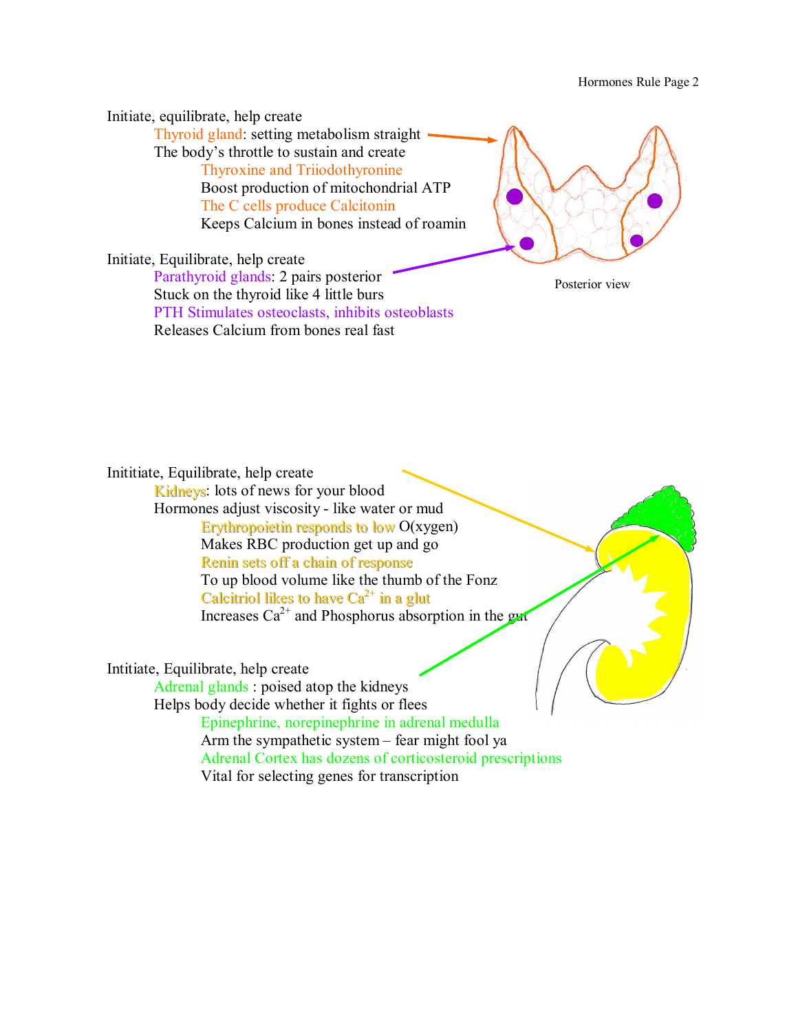Initiate, equilibrate, help create

Thyroid gland: setting metabolism straight
The body's throttle to sustain and create

Thyroxine and Triiodothyronine
Boost production of mitochondrial ATP
The C cells produce Calcitonin
Keeps Calcium in bones instead of roamin

Posterior view

Initiate, Equilibrate, help create

Parathyroid glands: 2 pairs posterior
Stuck on the thyroid like 4 little burs
PTH Stimulates osteoclasts, inhibits osteoblasts
Releases Calcium from bones real fast

Inititiate, Equilibrate, help create

Kidneys: lots of news for your blood
Hormones adjust viscosity - like water or mud

Erythropoietin responds to low O(xygen)
Makes RBC production get up and go
Renin sets off a chain of response
To up blood volume like the thumb of the Fonz
Calcitriol likes to have $Ca^{2+}$ in a glut
Increases $Ca^{2+}$ and Phosphorus absorption in the gut

Intitiate, Equilibrate, help create

Adrenal glands : poised atop the kidneys
Helps body decide whether it fights or flees

Epinephrine, norepinephrine in adrenal medulla
Arm the sympathetic system – fear might fool ya
Adrenal Cortex has dozens of corticosteroid prescriptions
Vital for selecting genes for transcription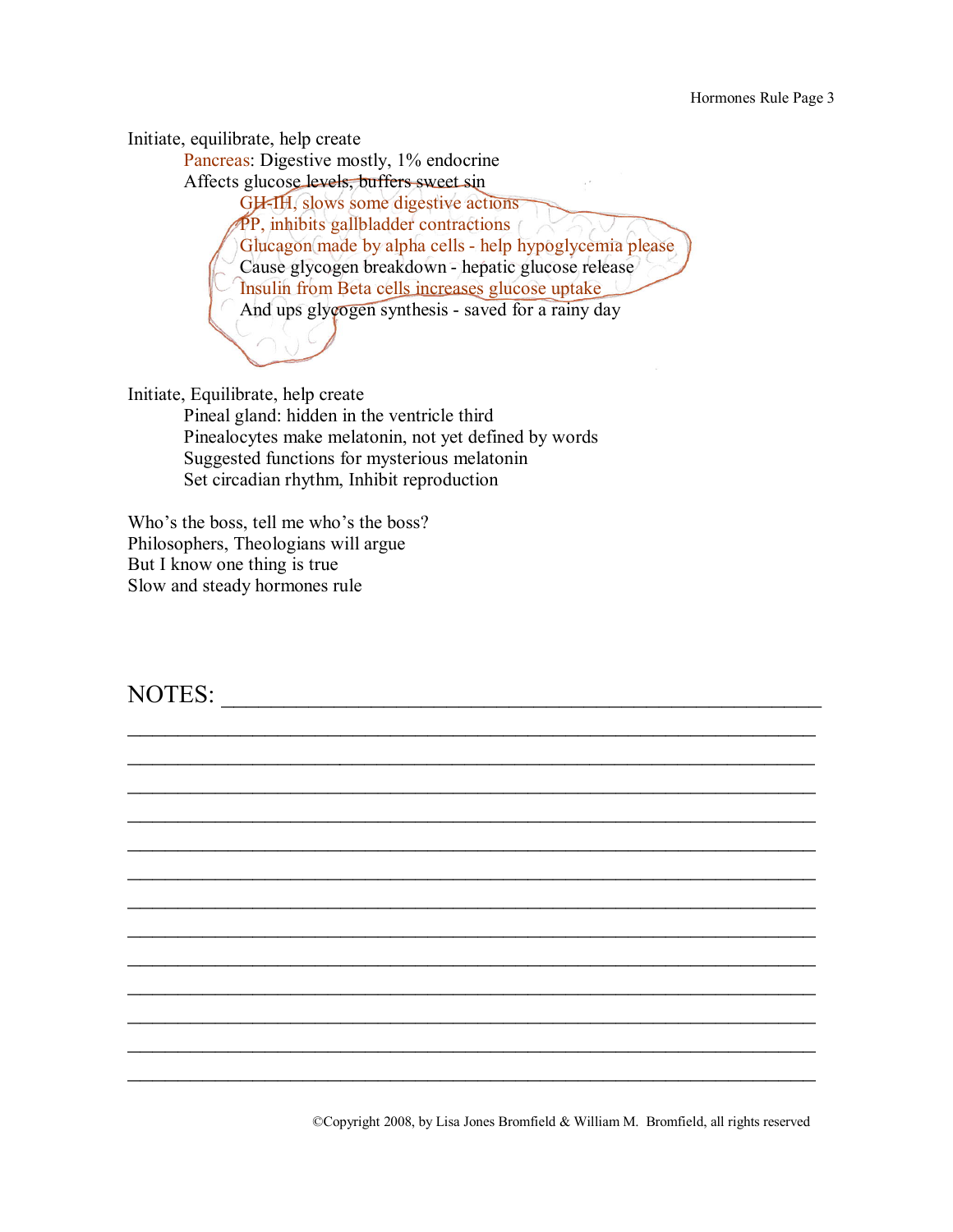Initiate, equilibrate, help create

Pancreas: Digestive mostly, 1% endocrine

Affects glucose levels, buffers sweet sin

GH-IH, slows some digestive actions

PP, inhibits gallbladder contractions

Glucagon made by alpha cells - help hypoglycemia please

Cause glycogen breakdown - hepatic glucose release

Insulin from Beta cells increases glucose uptake

And ups glycogen synthesis - saved for a rainy day

Initiate, Equilibrate, help create

Pineal gland: hidden in the ventricle third

Pinealocytes make melatonin, not yet defined by words

Suggested functions for mysterious melatonin

Set circadian rhythm, Inhibit reproduction

Who's the boss, tell me who's the boss?

Philosophers, Theologians will argue

But I know one thing is true

Slow and steady hormones rule

NOTES: ____________________________________________________

©Copyright 2008, by Lisa Jones Bromfield & William M. Bromfield, all rights reserved